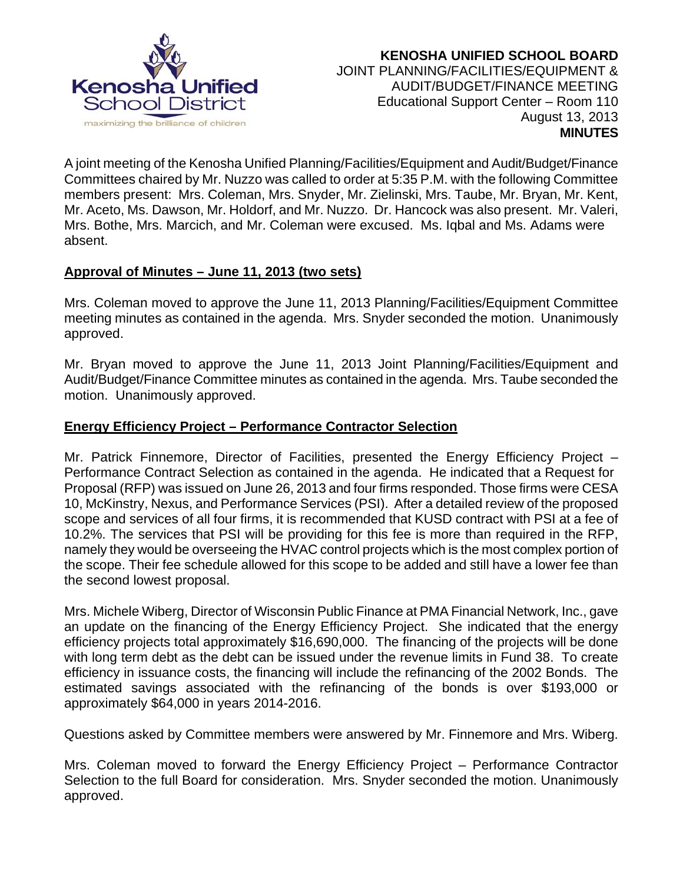# KENOSHA UNIFIED SCHOOL BOARD

JOINT PLANNING/FACILITIES/EQUIPMENT &
AUDIT/BUDGET/FINANCE MEETING
Educational Support Center – Room 110
August 13, 2013
**MINUTES**

A joint meeting of the Kenosha Unified Planning/Facilities/Equipment and Audit/Budget/Finance Committees chaired by Mr. Nuzzo was called to order at 5:35 P.M. with the following Committee members present: Mrs. Coleman, Mrs. Snyder, Mr. Zielinski, Mrs. Taube, Mr. Bryan, Mr. Kent, Mr. Aceto, Ms. Dawson, Mr. Holdorf, and Mr. Nuzzo. Dr. Hancock was also present. Mr. Valeri, Mrs. Bothe, Mrs. Marcich, and Mr. Coleman were excused. Ms. Iqbal and Ms. Adams were absent.

## Approval of Minutes – June 11, 2013 (two sets)

Mrs. Coleman moved to approve the June 11, 2013 Planning/Facilities/Equipment Committee meeting minutes as contained in the agenda. Mrs. Snyder seconded the motion. Unanimously approved.

Mr. Bryan moved to approve the June 11, 2013 Joint Planning/Facilities/Equipment and Audit/Budget/Finance Committee minutes as contained in the agenda. Mrs. Taube seconded the motion. Unanimously approved.

## Energy Efficiency Project – Performance Contractor Selection

Mr. Patrick Finnemore, Director of Facilities, presented the Energy Efficiency Project – Performance Contract Selection as contained in the agenda. He indicated that a Request for Proposal (RFP) was issued on June 26, 2013 and four firms responded. Those firms were CESA 10, McKinstry, Nexus, and Performance Services (PSI). After a detailed review of the proposed scope and services of all four firms, it is recommended that KUSD contract with PSI at a fee of 10.2%. The services that PSI will be providing for this fee is more than required in the RFP, namely they would be overseeing the HVAC control projects which is the most complex portion of the scope. Their fee schedule allowed for this scope to be added and still have a lower fee than the second lowest proposal.

Mrs. Michele Wiberg, Director of Wisconsin Public Finance at PMA Financial Network, Inc., gave an update on the financing of the Energy Efficiency Project. She indicated that the energy efficiency projects total approximately $16,690,000. The financing of the projects will be done with long term debt as the debt can be issued under the revenue limits in Fund 38. To create efficiency in issuance costs, the financing will include the refinancing of the 2002 Bonds. The estimated savings associated with the refinancing of the bonds is over $193,000 or approximately $64,000 in years 2014-2016.

Questions asked by Committee members were answered by Mr. Finnemore and Mrs. Wiberg.

Mrs. Coleman moved to forward the Energy Efficiency Project – Performance Contractor Selection to the full Board for consideration. Mrs. Snyder seconded the motion. Unanimously approved.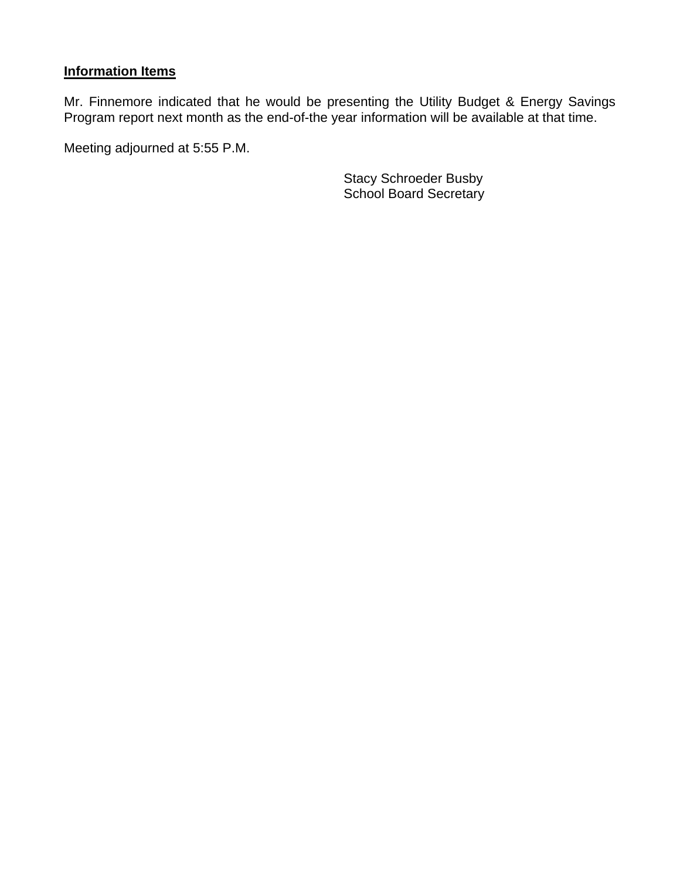**Information Items**

Mr. Finnemore indicated that he would be presenting the Utility Budget & Energy Savings Program report next month as the end-of-the year information will be available at that time.

Meeting adjourned at 5:55 P.M.

Stacy Schroeder Busby
School Board Secretary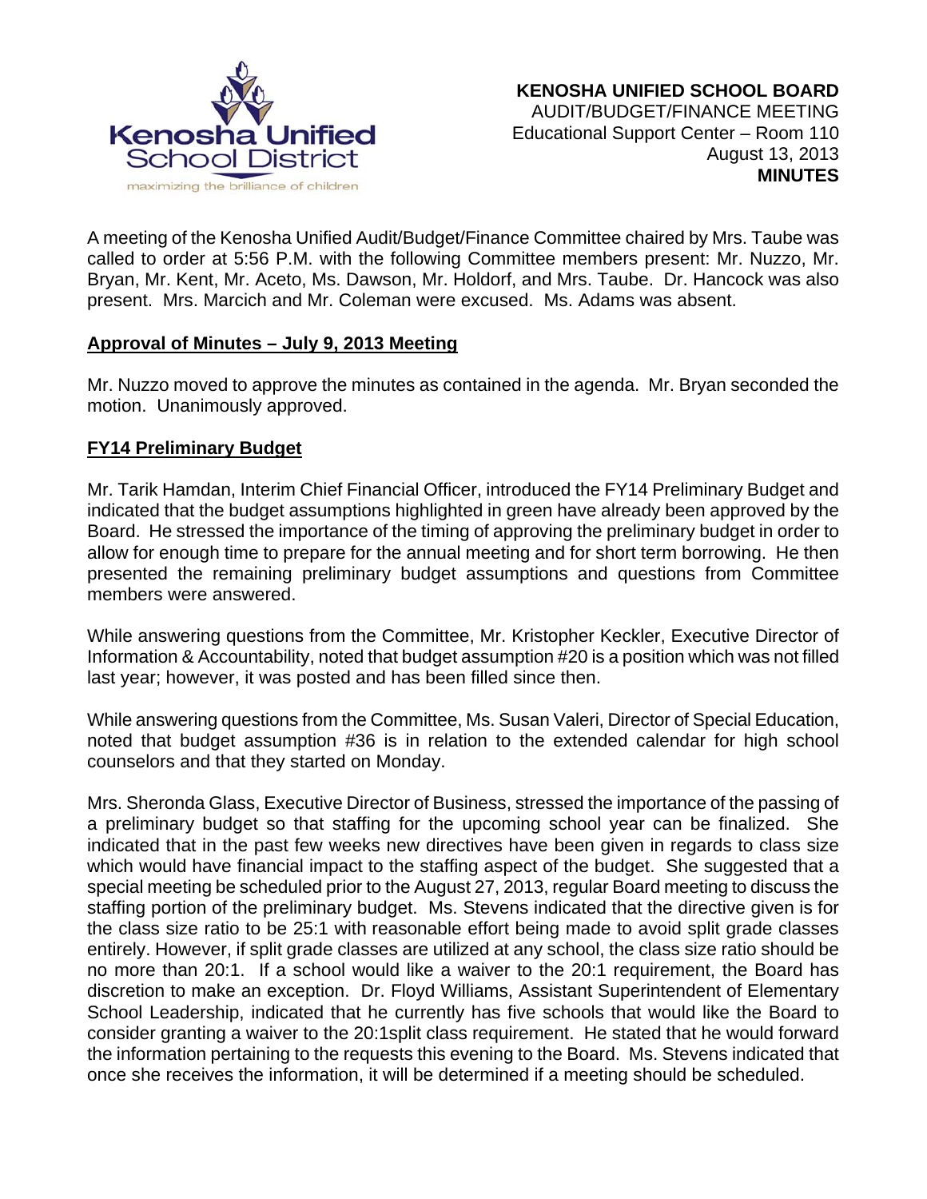**KENOSHA UNIFIED SCHOOL BOARD**
AUDIT/BUDGET/FINANCE MEETING
Educational Support Center – Room 110
August 13, 2013
**MINUTES**

A meeting of the Kenosha Unified Audit/Budget/Finance Committee chaired by Mrs. Taube was called to order at 5:56 P.M. with the following Committee members present: Mr. Nuzzo, Mr. Bryan, Mr. Kent, Mr. Aceto, Ms. Dawson, Mr. Holdorf, and Mrs. Taube. Dr. Hancock was also present. Mrs. Marcich and Mr. Coleman were excused. Ms. Adams was absent.

**Approval of Minutes – July 9, 2013 Meeting**

Mr. Nuzzo moved to approve the minutes as contained in the agenda. Mr. Bryan seconded the motion. Unanimously approved.

**FY14 Preliminary Budget**

Mr. Tarik Hamdan, Interim Chief Financial Officer, introduced the FY14 Preliminary Budget and indicated that the budget assumptions highlighted in green have already been approved by the Board. He stressed the importance of the timing of approving the preliminary budget in order to allow for enough time to prepare for the annual meeting and for short term borrowing. He then presented the remaining preliminary budget assumptions and questions from Committee members were answered.

While answering questions from the Committee, Mr. Kristopher Keckler, Executive Director of Information & Accountability, noted that budget assumption #20 is a position which was not filled last year; however, it was posted and has been filled since then.

While answering questions from the Committee, Ms. Susan Valeri, Director of Special Education, noted that budget assumption #36 is in relation to the extended calendar for high school counselors and that they started on Monday.

Mrs. Sheronda Glass, Executive Director of Business, stressed the importance of the passing of a preliminary budget so that staffing for the upcoming school year can be finalized. She indicated that in the past few weeks new directives have been given in regards to class size which would have financial impact to the staffing aspect of the budget. She suggested that a special meeting be scheduled prior to the August 27, 2013, regular Board meeting to discuss the staffing portion of the preliminary budget. Ms. Stevens indicated that the directive given is for the class size ratio to be 25:1 with reasonable effort being made to avoid split grade classes entirely. However, if split grade classes are utilized at any school, the class size ratio should be no more than 20:1. If a school would like a waiver to the 20:1 requirement, the Board has discretion to make an exception. Dr. Floyd Williams, Assistant Superintendent of Elementary School Leadership, indicated that he currently has five schools that would like the Board to consider granting a waiver to the 20:1split class requirement. He stated that he would forward the information pertaining to the requests this evening to the Board. Ms. Stevens indicated that once she receives the information, it will be determined if a meeting should be scheduled.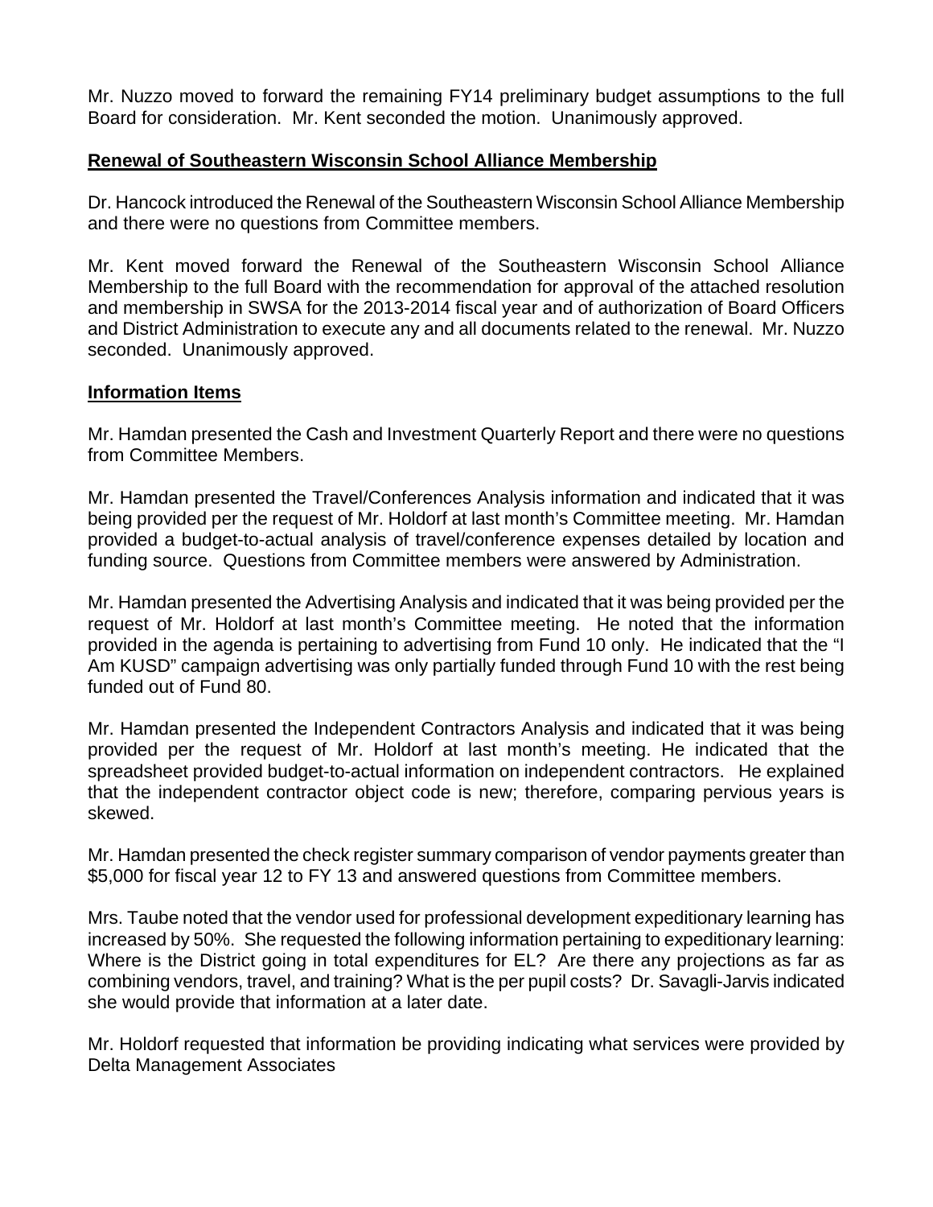Mr. Nuzzo moved to forward the remaining FY14 preliminary budget assumptions to the full Board for consideration. Mr. Kent seconded the motion. Unanimously approved.

**Renewal of Southeastern Wisconsin School Alliance Membership**

Dr. Hancock introduced the Renewal of the Southeastern Wisconsin School Alliance Membership and there were no questions from Committee members.

Mr. Kent moved forward the Renewal of the Southeastern Wisconsin School Alliance Membership to the full Board with the recommendation for approval of the attached resolution and membership in SWSA for the 2013-2014 fiscal year and of authorization of Board Officers and District Administration to execute any and all documents related to the renewal. Mr. Nuzzo seconded. Unanimously approved.

**Information Items**

Mr. Hamdan presented the Cash and Investment Quarterly Report and there were no questions from Committee Members.

Mr. Hamdan presented the Travel/Conferences Analysis information and indicated that it was being provided per the request of Mr. Holdorf at last month's Committee meeting. Mr. Hamdan provided a budget-to-actual analysis of travel/conference expenses detailed by location and funding source. Questions from Committee members were answered by Administration.

Mr. Hamdan presented the Advertising Analysis and indicated that it was being provided per the request of Mr. Holdorf at last month's Committee meeting. He noted that the information provided in the agenda is pertaining to advertising from Fund 10 only. He indicated that the "I Am KUSD" campaign advertising was only partially funded through Fund 10 with the rest being funded out of Fund 80.

Mr. Hamdan presented the Independent Contractors Analysis and indicated that it was being provided per the request of Mr. Holdorf at last month's meeting. He indicated that the spreadsheet provided budget-to-actual information on independent contractors. He explained that the independent contractor object code is new; therefore, comparing pervious years is skewed.

Mr. Hamdan presented the check register summary comparison of vendor payments greater than \$5,000 for fiscal year 12 to FY 13 and answered questions from Committee members.

Mrs. Taube noted that the vendor used for professional development expeditionary learning has increased by 50%. She requested the following information pertaining to expeditionary learning: Where is the District going in total expenditures for EL? Are there any projections as far as combining vendors, travel, and training? What is the per pupil costs? Dr. Savagli-Jarvis indicated she would provide that information at a later date.

Mr. Holdorf requested that information be providing indicating what services were provided by Delta Management Associates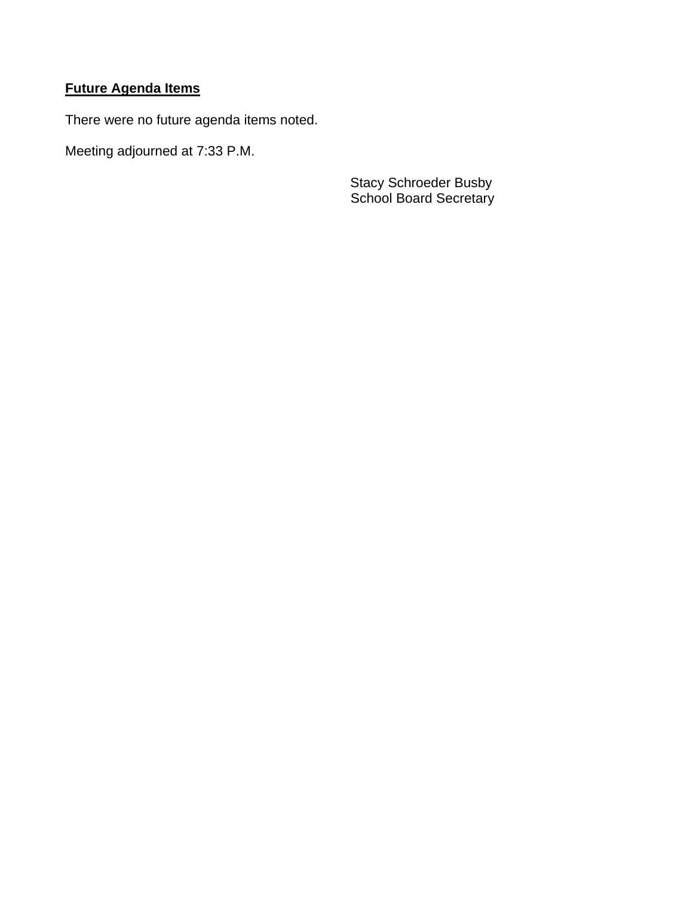**Future Agenda Items**

There were no future agenda items noted.

Meeting adjourned at 7:33 P.M.

Stacy Schroeder Busby
School Board Secretary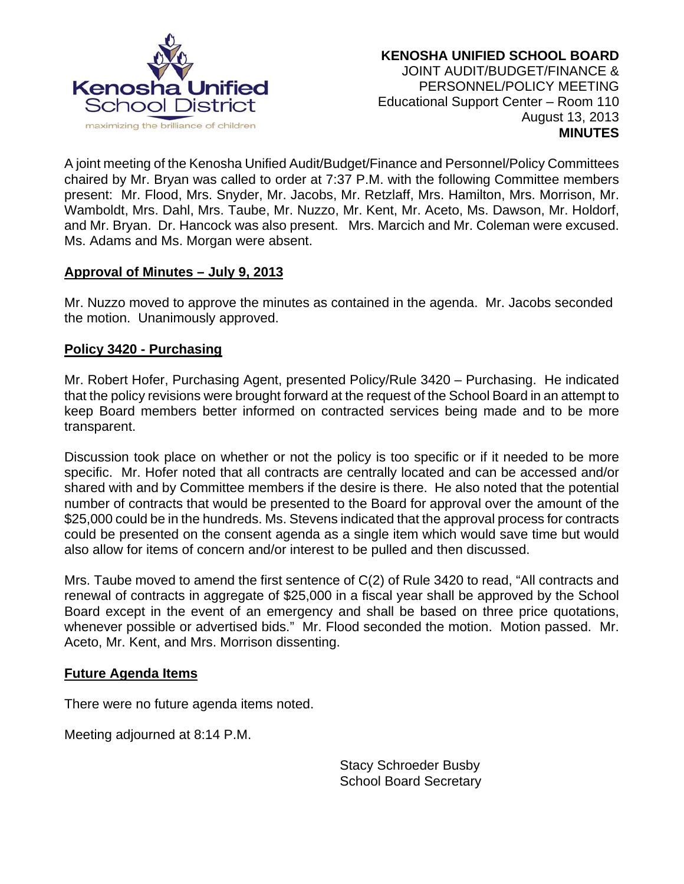**KENOSHA UNIFIED SCHOOL BOARD**
JOINT AUDIT/BUDGET/FINANCE &
PERSONNEL/POLICY MEETING
Educational Support Center – Room 110
August 13, 2013
**MINUTES**

A joint meeting of the Kenosha Unified Audit/Budget/Finance and Personnel/Policy Committees chaired by Mr. Bryan was called to order at 7:37 P.M. with the following Committee members present: Mr. Flood, Mrs. Snyder, Mr. Jacobs, Mr. Retzlaff, Mrs. Hamilton, Mrs. Morrison, Mr. Wamboldt, Mrs. Dahl, Mrs. Taube, Mr. Nuzzo, Mr. Kent, Mr. Aceto, Ms. Dawson, Mr. Holdorf, and Mr. Bryan. Dr. Hancock was also present. Mrs. Marcich and Mr. Coleman were excused. Ms. Adams and Ms. Morgan were absent.

**Approval of Minutes – July 9, 2013**

Mr. Nuzzo moved to approve the minutes as contained in the agenda. Mr. Jacobs seconded the motion. Unanimously approved.

**Policy 3420 - Purchasing**

Mr. Robert Hofer, Purchasing Agent, presented Policy/Rule 3420 – Purchasing. He indicated that the policy revisions were brought forward at the request of the School Board in an attempt to keep Board members better informed on contracted services being made and to be more transparent.

Discussion took place on whether or not the policy is too specific or if it needed to be more specific. Mr. Hofer noted that all contracts are centrally located and can be accessed and/or shared with and by Committee members if the desire is there. He also noted that the potential number of contracts that would be presented to the Board for approval over the amount of the $25,000 could be in the hundreds. Ms. Stevens indicated that the approval process for contracts could be presented on the consent agenda as a single item which would save time but would also allow for items of concern and/or interest to be pulled and then discussed.

Mrs. Taube moved to amend the first sentence of C(2) of Rule 3420 to read, "All contracts and renewal of contracts in aggregate of $25,000 in a fiscal year shall be approved by the School Board except in the event of an emergency and shall be based on three price quotations, whenever possible or advertised bids." Mr. Flood seconded the motion. Motion passed. Mr. Aceto, Mr. Kent, and Mrs. Morrison dissenting.

**Future Agenda Items**

There were no future agenda items noted.

Meeting adjourned at 8:14 P.M.

Stacy Schroeder Busby
School Board Secretary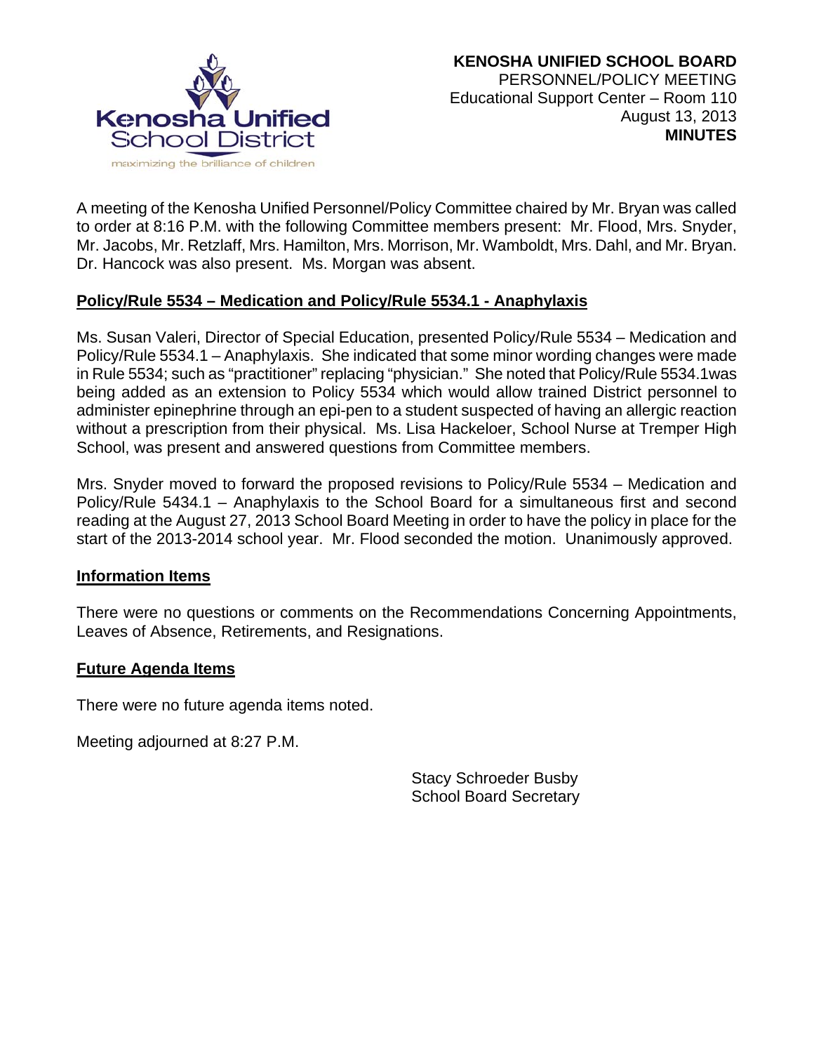**KENOSHA UNIFIED SCHOOL BOARD**
PERSONNEL/POLICY MEETING
Educational Support Center – Room 110
August 13, 2013
**MINUTES**

A meeting of the Kenosha Unified Personnel/Policy Committee chaired by Mr. Bryan was called to order at 8:16 P.M. with the following Committee members present: Mr. Flood, Mrs. Snyder, Mr. Jacobs, Mr. Retzlaff, Mrs. Hamilton, Mrs. Morrison, Mr. Wamboldt, Mrs. Dahl, and Mr. Bryan. Dr. Hancock was also present. Ms. Morgan was absent.

**Policy/Rule 5534 – Medication and Policy/Rule 5534.1 - Anaphylaxis**

Ms. Susan Valeri, Director of Special Education, presented Policy/Rule 5534 – Medication and Policy/Rule 5534.1 – Anaphylaxis. She indicated that some minor wording changes were made in Rule 5534; such as "practitioner" replacing "physician." She noted that Policy/Rule 5534.1was being added as an extension to Policy 5534 which would allow trained District personnel to administer epinephrine through an epi-pen to a student suspected of having an allergic reaction without a prescription from their physical. Ms. Lisa Hackeloer, School Nurse at Tremper High School, was present and answered questions from Committee members.

Mrs. Snyder moved to forward the proposed revisions to Policy/Rule 5534 – Medication and Policy/Rule 5434.1 – Anaphylaxis to the School Board for a simultaneous first and second reading at the August 27, 2013 School Board Meeting in order to have the policy in place for the start of the 2013-2014 school year. Mr. Flood seconded the motion. Unanimously approved.

**Information Items**

There were no questions or comments on the Recommendations Concerning Appointments, Leaves of Absence, Retirements, and Resignations.

**Future Agenda Items**

There were no future agenda items noted.

Meeting adjourned at 8:27 P.M.

Stacy Schroeder Busby
School Board Secretary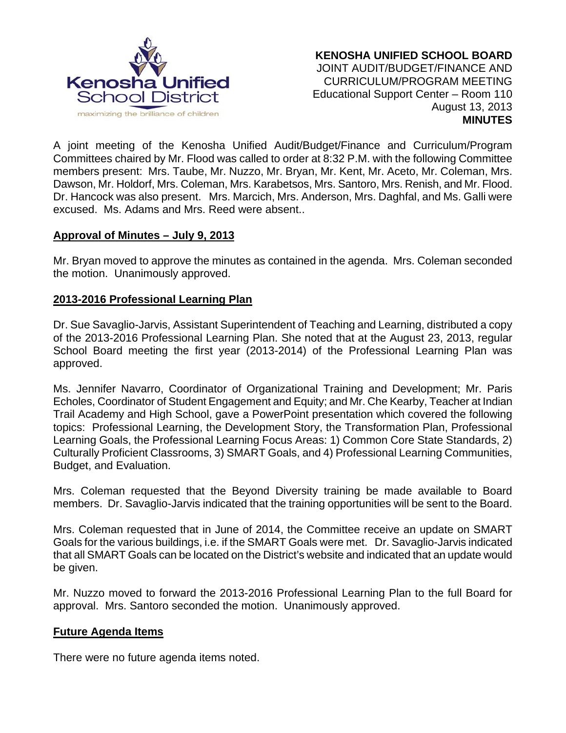**KENOSHA UNIFIED SCHOOL BOARD**
JOINT AUDIT/BUDGET/FINANCE AND
CURRICULUM/PROGRAM MEETING
Educational Support Center – Room 110
August 13, 2013
**MINUTES**

A joint meeting of the Kenosha Unified Audit/Budget/Finance and Curriculum/Program Committees chaired by Mr. Flood was called to order at 8:32 P.M. with the following Committee members present: Mrs. Taube, Mr. Nuzzo, Mr. Bryan, Mr. Kent, Mr. Aceto, Mr. Coleman, Mrs. Dawson, Mr. Holdorf, Mrs. Coleman, Mrs. Karabetsos, Mrs. Santoro, Mrs. Renish, and Mr. Flood. Dr. Hancock was also present. Mrs. Marcich, Mrs. Anderson, Mrs. Daghfal, and Ms. Galli were excused. Ms. Adams and Mrs. Reed were absent..

**Approval of Minutes – July 9, 2013**

Mr. Bryan moved to approve the minutes as contained in the agenda. Mrs. Coleman seconded the motion. Unanimously approved.

**2013-2016 Professional Learning Plan**

Dr. Sue Savaglio-Jarvis, Assistant Superintendent of Teaching and Learning, distributed a copy of the 2013-2016 Professional Learning Plan. She noted that at the August 23, 2013, regular School Board meeting the first year (2013-2014) of the Professional Learning Plan was approved.

Ms. Jennifer Navarro, Coordinator of Organizational Training and Development; Mr. Paris Echoles, Coordinator of Student Engagement and Equity; and Mr. Che Kearby, Teacher at Indian Trail Academy and High School, gave a PowerPoint presentation which covered the following topics: Professional Learning, the Development Story, the Transformation Plan, Professional Learning Goals, the Professional Learning Focus Areas: 1) Common Core State Standards, 2) Culturally Proficient Classrooms, 3) SMART Goals, and 4) Professional Learning Communities, Budget, and Evaluation.

Mrs. Coleman requested that the Beyond Diversity training be made available to Board members. Dr. Savaglio-Jarvis indicated that the training opportunities will be sent to the Board.

Mrs. Coleman requested that in June of 2014, the Committee receive an update on SMART Goals for the various buildings, i.e. if the SMART Goals were met. Dr. Savaglio-Jarvis indicated that all SMART Goals can be located on the District's website and indicated that an update would be given.

Mr. Nuzzo moved to forward the 2013-2016 Professional Learning Plan to the full Board for approval. Mrs. Santoro seconded the motion. Unanimously approved.

**Future Agenda Items**

There were no future agenda items noted.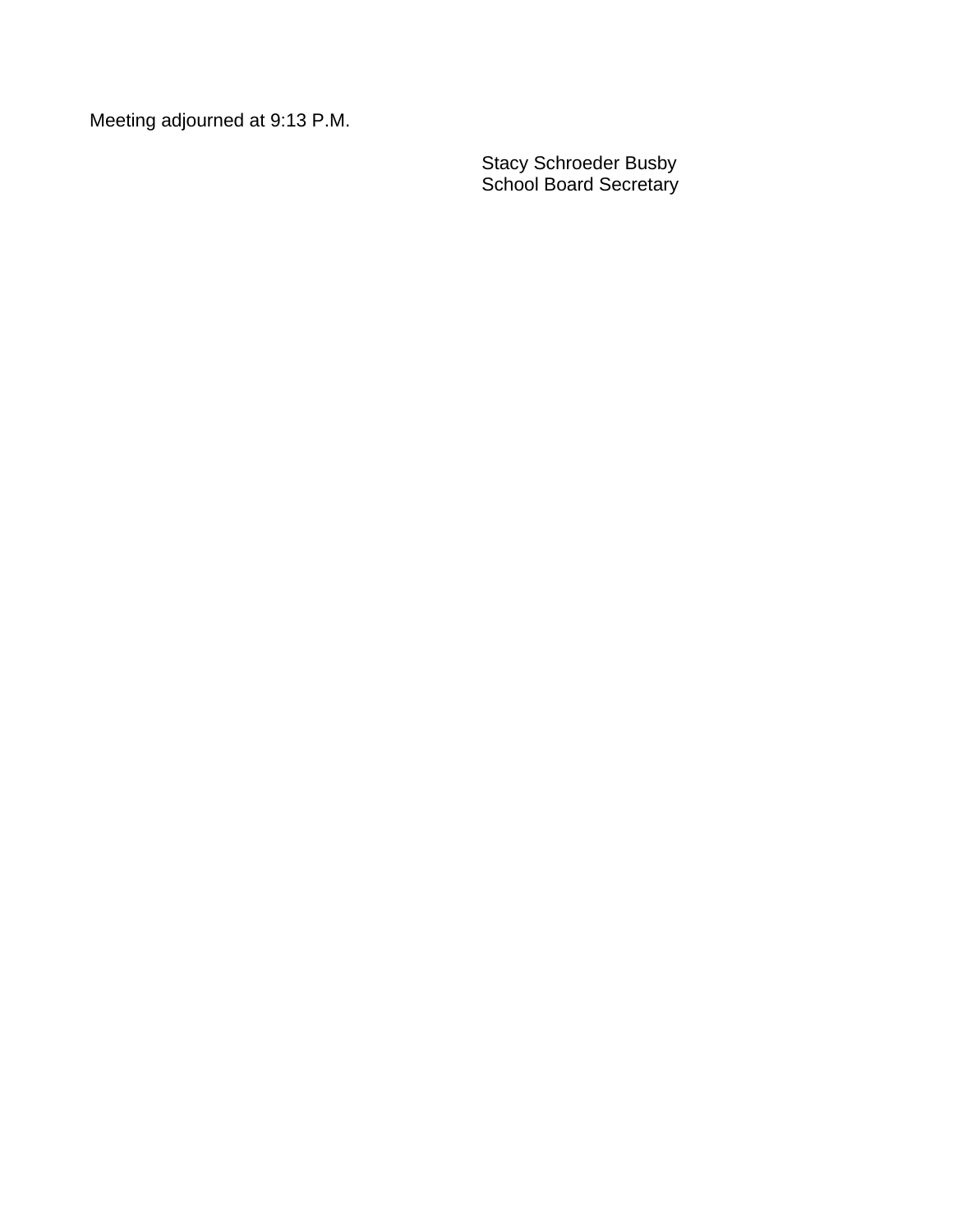Meeting adjourned at 9:13 P.M.

Stacy Schroeder Busby
School Board Secretary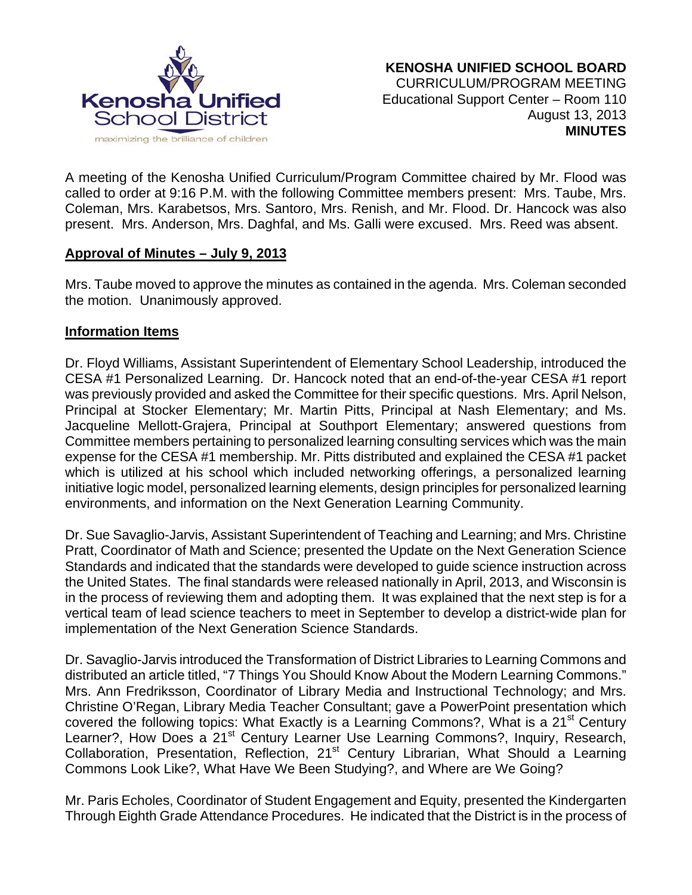**KENOSHA UNIFIED SCHOOL BOARD**
CURRICULUM/PROGRAM MEETING
Educational Support Center – Room 110
August 13, 2013
**MINUTES**

A meeting of the Kenosha Unified Curriculum/Program Committee chaired by Mr. Flood was called to order at 9:16 P.M. with the following Committee members present: Mrs. Taube, Mrs. Coleman, Mrs. Karabetsos, Mrs. Santoro, Mrs. Renish, and Mr. Flood. Dr. Hancock was also present. Mrs. Anderson, Mrs. Daghfal, and Ms. Galli were excused. Mrs. Reed was absent.

**Approval of Minutes – July 9, 2013**

Mrs. Taube moved to approve the minutes as contained in the agenda. Mrs. Coleman seconded the motion. Unanimously approved.

**Information Items**

Dr. Floyd Williams, Assistant Superintendent of Elementary School Leadership, introduced the CESA #1 Personalized Learning. Dr. Hancock noted that an end-of-the-year CESA #1 report was previously provided and asked the Committee for their specific questions. Mrs. April Nelson, Principal at Stocker Elementary; Mr. Martin Pitts, Principal at Nash Elementary; and Ms. Jacqueline Mellott-Grajera, Principal at Southport Elementary; answered questions from Committee members pertaining to personalized learning consulting services which was the main expense for the CESA #1 membership. Mr. Pitts distributed and explained the CESA #1 packet which is utilized at his school which included networking offerings, a personalized learning initiative logic model, personalized learning elements, design principles for personalized learning environments, and information on the Next Generation Learning Community.

Dr. Sue Savaglio-Jarvis, Assistant Superintendent of Teaching and Learning; and Mrs. Christine Pratt, Coordinator of Math and Science; presented the Update on the Next Generation Science Standards and indicated that the standards were developed to guide science instruction across the United States. The final standards were released nationally in April, 2013, and Wisconsin is in the process of reviewing them and adopting them. It was explained that the next step is for a vertical team of lead science teachers to meet in September to develop a district-wide plan for implementation of the Next Generation Science Standards.

Dr. Savaglio-Jarvis introduced the Transformation of District Libraries to Learning Commons and distributed an article titled, "7 Things You Should Know About the Modern Learning Commons." Mrs. Ann Fredriksson, Coordinator of Library Media and Instructional Technology; and Mrs. Christine O'Regan, Library Media Teacher Consultant; gave a PowerPoint presentation which covered the following topics: What Exactly is a Learning Commons?, What is a 21st Century Learner?, How Does a 21st Century Learner Use Learning Commons?, Inquiry, Research, Collaboration, Presentation, Reflection, 21st Century Librarian, What Should a Learning Commons Look Like?, What Have We Been Studying?, and Where are We Going?

Mr. Paris Echoles, Coordinator of Student Engagement and Equity, presented the Kindergarten Through Eighth Grade Attendance Procedures. He indicated that the District is in the process of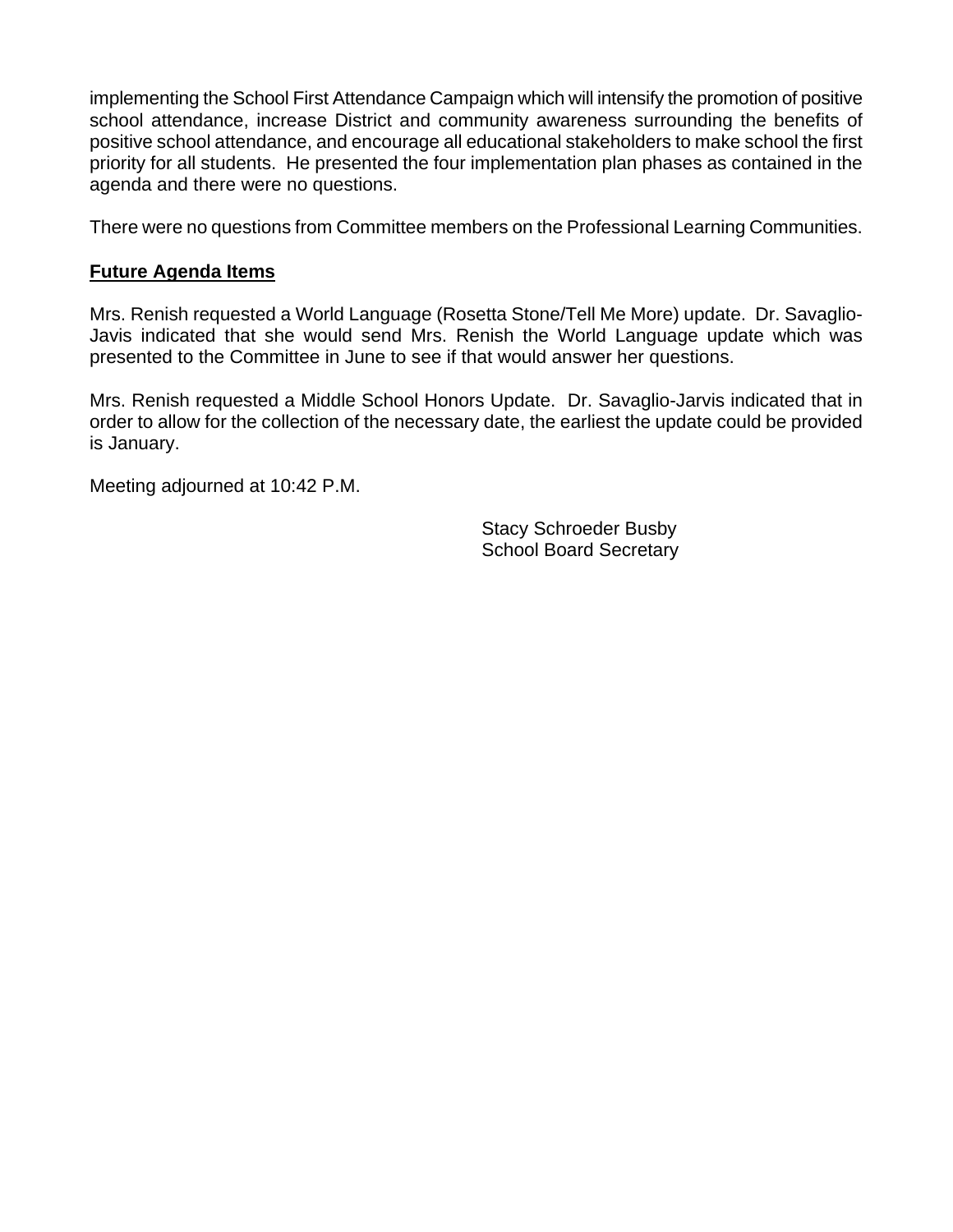implementing the School First Attendance Campaign which will intensify the promotion of positive school attendance, increase District and community awareness surrounding the benefits of positive school attendance, and encourage all educational stakeholders to make school the first priority for all students. He presented the four implementation plan phases as contained in the agenda and there were no questions.

There were no questions from Committee members on the Professional Learning Communities.

**Future Agenda Items**

Mrs. Renish requested a World Language (Rosetta Stone/Tell Me More) update. Dr. Savaglio-Javis indicated that she would send Mrs. Renish the World Language update which was presented to the Committee in June to see if that would answer her questions.

Mrs. Renish requested a Middle School Honors Update. Dr. Savaglio-Jarvis indicated that in order to allow for the collection of the necessary date, the earliest the update could be provided is January.

Meeting adjourned at 10:42 P.M.

Stacy Schroeder Busby
School Board Secretary